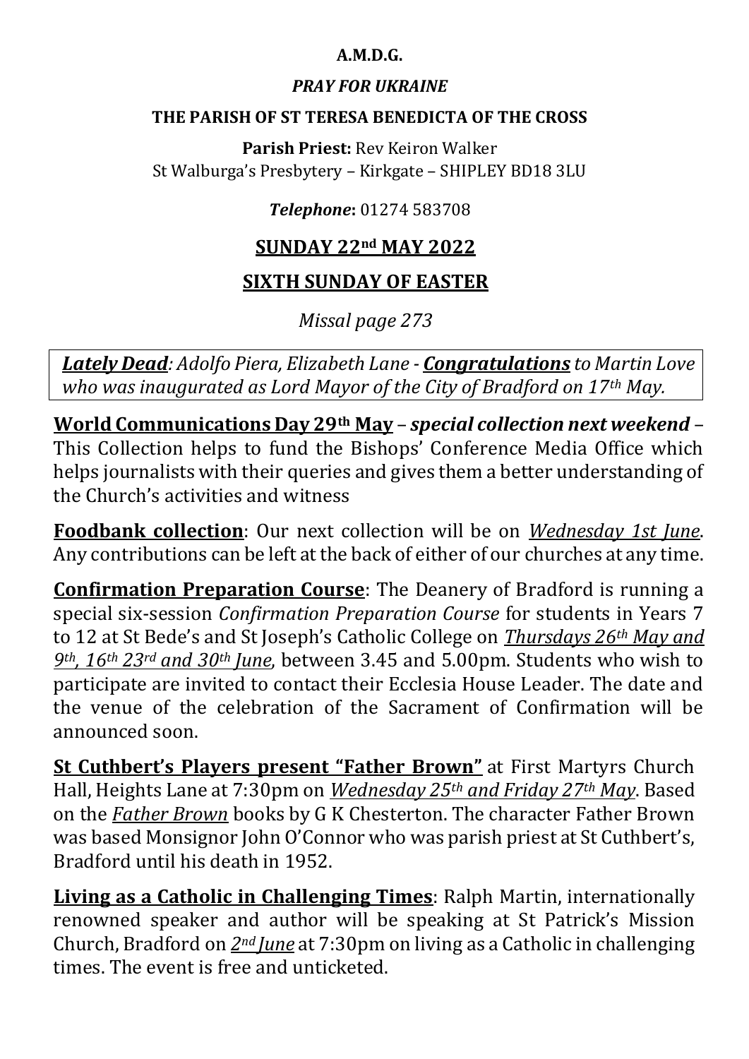**A.M.D.G.**

***PRAY FOR UKRAINE***

**THE PARISH OF ST TERESA BENEDICTA OF THE CROSS**

**Parish Priest:** Rev Keiron Walker
St Walburga's Presbytery – Kirkgate – SHIPLEY BD18 3LU

***Telephone*:** 01274 583708

## SUNDAY 22nd MAY 2022

## SIXTH SUNDAY OF EASTER

*Missal page 273*

***Lately Dead**: Adolfo Piera, Elizabeth Lane - **Congratulations** to Martin Love who was inaugurated as Lord Mayor of the City of Bradford on 17th May.*

**World Communications Day 29th May** – ***special collection next weekend*** – This Collection helps to fund the Bishops' Conference Media Office which helps journalists with their queries and gives them a better understanding of the Church's activities and witness

**Foodbank collection**: Our next collection will be on *Wednesday 1st June*. Any contributions can be left at the back of either of our churches at any time.

**Confirmation Preparation Course**: The Deanery of Bradford is running a special six-session *Confirmation Preparation Course* for students in Years 7 to 12 at St Bede's and St Joseph's Catholic College on *Thursdays 26th May and 9th, 16th 23rd and 30th June*, between 3.45 and 5.00pm. Students who wish to participate are invited to contact their Ecclesia House Leader. The date and the venue of the celebration of the Sacrament of Confirmation will be announced soon.

**St Cuthbert's Players present "Father Brown"** at First Martyrs Church Hall, Heights Lane at 7:30pm on *Wednesday 25th and Friday 27th May*. Based on the *Father Brown* books by G K Chesterton. The character Father Brown was based Monsignor John O'Connor who was parish priest at St Cuthbert's, Bradford until his death in 1952.

**Living as a Catholic in Challenging Times**: Ralph Martin, internationally renowned speaker and author will be speaking at St Patrick's Mission Church, Bradford on *2nd June* at 7:30pm on living as a Catholic in challenging times. The event is free and unticketed.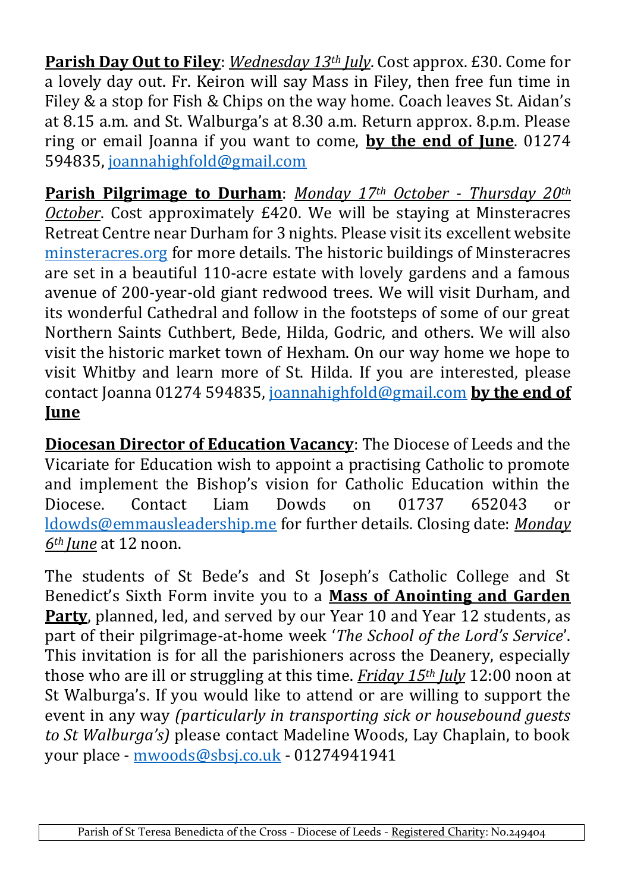**Parish Day Out to Filey**: *Wednesday 13th July*. Cost approx. £30. Come for a lovely day out. Fr. Keiron will say Mass in Filey, then free fun time in Filey & a stop for Fish & Chips on the way home. Coach leaves St. Aidan's at 8.15 a.m. and St. Walburga's at 8.30 a.m. Return approx. 8.p.m. Please ring or email Joanna if you want to come, **by the end of June**. 01274 594835, joannahighfold@gmail.com

**Parish Pilgrimage to Durham**: *Monday 17th October - Thursday 20th October*. Cost approximately £420. We will be staying at Minsteracres Retreat Centre near Durham for 3 nights. Please visit its excellent website minsteracres.org for more details. The historic buildings of Minsteracres are set in a beautiful 110-acre estate with lovely gardens and a famous avenue of 200-year-old giant redwood trees. We will visit Durham, and its wonderful Cathedral and follow in the footsteps of some of our great Northern Saints Cuthbert, Bede, Hilda, Godric, and others. We will also visit the historic market town of Hexham. On our way home we hope to visit Whitby and learn more of St. Hilda. If you are interested, please contact Joanna 01274 594835, joannahighfold@gmail.com **by the end of June**

**Diocesan Director of Education Vacancy**: The Diocese of Leeds and the Vicariate for Education wish to appoint a practising Catholic to promote and implement the Bishop's vision for Catholic Education within the Diocese. Contact Liam Dowds on 01737 652043 or ldowds@emmausleadership.me for further details. Closing date: *Monday 6th June* at 12 noon.

The students of St Bede's and St Joseph's Catholic College and St Benedict's Sixth Form invite you to a **Mass of Anointing and Garden Party**, planned, led, and served by our Year 10 and Year 12 students, as part of their pilgrimage-at-home week '*The School of the Lord's Service*'. This invitation is for all the parishioners across the Deanery, especially those who are ill or struggling at this time. *Friday 15th July* 12:00 noon at St Walburga's. If you would like to attend or are willing to support the event in any way *(particularly in transporting sick or housebound guests to St Walburga's)* please contact Madeline Woods, Lay Chaplain, to book your place - mwoods@sbsj.co.uk - 01274941941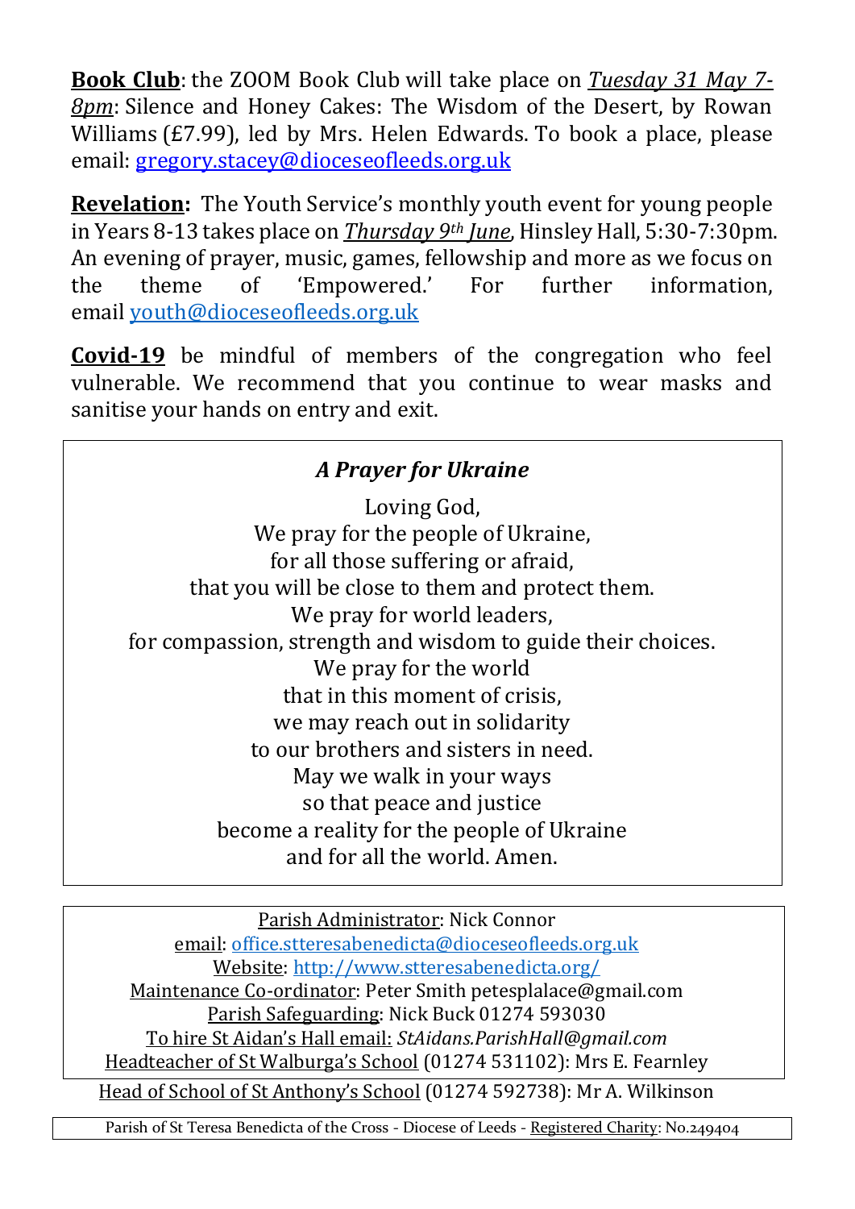**Book Club**: the ZOOM Book Club will take place on *Tuesday 31 May 7-8pm*: Silence and Honey Cakes: The Wisdom of the Desert, by Rowan Williams (£7.99), led by Mrs. Helen Edwards. To book a place, please email: gregory.stacey@dioceseofleeds.org.uk

**Revelation:** The Youth Service's monthly youth event for young people in Years 8-13 takes place on *Thursday 9th June*, Hinsley Hall, 5:30-7:30pm. An evening of prayer, music, games, fellowship and more as we focus on the theme of 'Empowered.' For further information, email youth@dioceseofleeds.org.uk

**Covid-19** be mindful of members of the congregation who feel vulnerable. We recommend that you continue to wear masks and sanitise your hands on entry and exit.

### *A Prayer for Ukraine*

Loving God,
We pray for the people of Ukraine,
for all those suffering or afraid,
that you will be close to them and protect them.
We pray for world leaders,
for compassion, strength and wisdom to guide their choices.
We pray for the world
that in this moment of crisis,
we may reach out in solidarity
to our brothers and sisters in need.
May we walk in your ways
so that peace and justice
become a reality for the people of Ukraine
and for all the world. Amen.

Parish Administrator: Nick Connor
email: office.stteresabenedicta@dioceseofleeds.org.uk
Website: http://www.stteresabenedicta.org/
Maintenance Co-ordinator: Peter Smith petesplalace@gmail.com
Parish Safeguarding: Nick Buck 01274 593030
To hire St Aidan's Hall email: *StAidans.ParishHall@gmail.com*
Headteacher of St Walburga's School (01274 531102): Mrs E. Fearnley
Head of School of St Anthony's School (01274 592738): Mr A. Wilkinson

Parish of St Teresa Benedicta of the Cross - Diocese of Leeds - Registered Charity: No.249404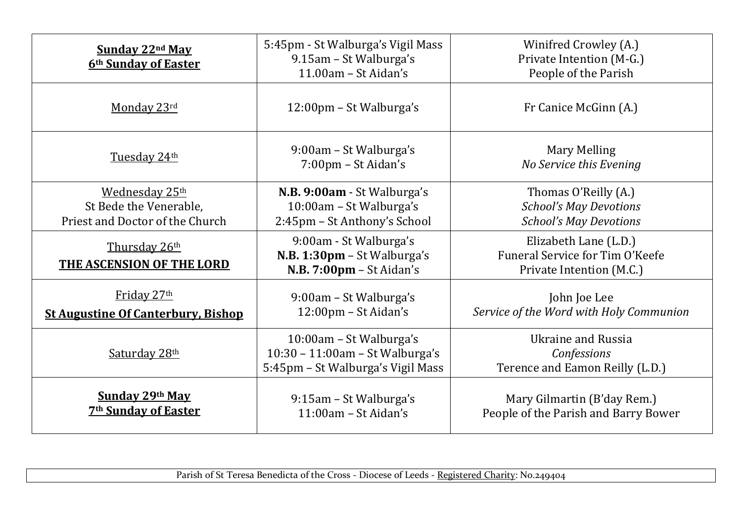| | | |
|---|---|---|
| **Sunday 22nd May**<br>**6th Sunday of Easter** | 5:45pm - St Walburga's Vigil Mass<br>9.15am – St Walburga's<br>11.00am – St Aidan's | Winifred Crowley (A.)<br>Private Intention (M-G.)<br>People of the Parish |
| Monday 23rd | 12:00pm – St Walburga's | Fr Canice McGinn (A.) |
| Tuesday 24th | 9:00am – St Walburga's<br>7:00pm – St Aidan's | Mary Melling<br>*No Service this Evening* |
| Wednesday 25th<br>St Bede the Venerable,<br>Priest and Doctor of the Church | **N.B. 9:00am** - St Walburga's<br>10:00am – St Walburga's<br>2:45pm – St Anthony's School | Thomas O'Reilly (A.)<br>*School's May Devotions*<br>*School's May Devotions* |
| Thursday 26th<br>**THE ASCENSION OF THE LORD** | 9:00am - St Walburga's<br>**N.B. 1:30pm** – St Walburga's<br>**N.B. 7:00pm** – St Aidan's | Elizabeth Lane (L.D.)<br>Funeral Service for Tim O'Keefe<br>Private Intention (M.C.) |
| Friday 27th<br>**St Augustine Of Canterbury, Bishop** | 9:00am – St Walburga's<br>12:00pm – St Aidan's | John Joe Lee<br>*Service of the Word with Holy Communion* |
| Saturday 28th | 10:00am – St Walburga's<br>10:30 – 11:00am – St Walburga's<br>5:45pm – St Walburga's Vigil Mass | Ukraine and Russia<br>*Confessions*<br>Terence and Eamon Reilly (L.D.) |
| **Sunday 29th May**<br>**7th Sunday of Easter** | 9:15am – St Walburga's<br>11:00am – St Aidan's | Mary Gilmartin (B'day Rem.)<br>People of the Parish and Barry Bower |

Parish of St Teresa Benedicta of the Cross - Diocese of Leeds - Registered Charity: No.249404